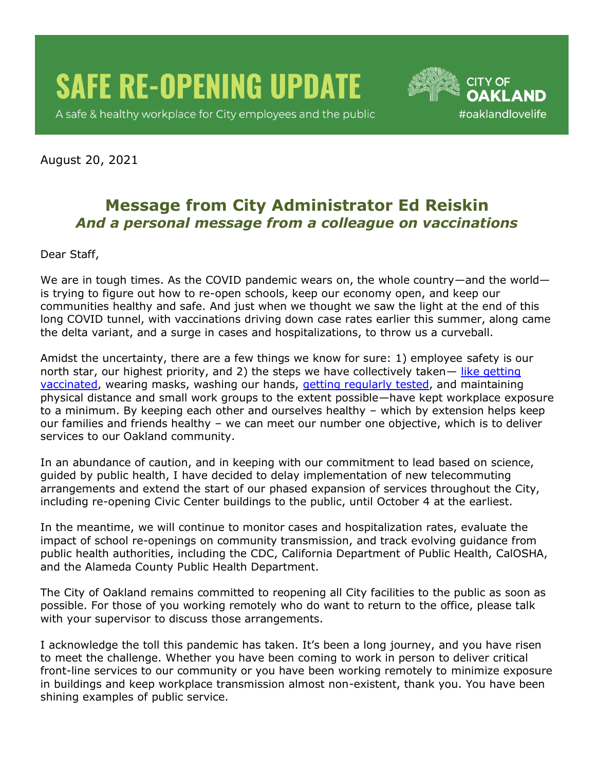# SAFE RE-OPENING UPDATE

A safe & healthy workplace for City employees and the public

CITY OF OAKLAND
#oaklandlovelife

August 20, 2021

## Message from City Administrator Ed Reiskin
### *And a personal message from a colleague on vaccinations*

Dear Staff,

We are in tough times. As the COVID pandemic wears on, the whole country—and the world—is trying to figure out how to re-open schools, keep our economy open, and keep our communities healthy and safe. And just when we thought we saw the light at the end of this long COVID tunnel, with vaccinations driving down case rates earlier this summer, along came the delta variant, and a surge in cases and hospitalizations, to throw us a curveball.

Amidst the uncertainty, there are a few things we know for sure: 1) employee safety is our north star, our highest priority, and 2) the steps we have collectively taken— like getting vaccinated, wearing masks, washing our hands, getting regularly tested, and maintaining physical distance and small work groups to the extent possible—have kept workplace exposure to a minimum. By keeping each other and ourselves healthy – which by extension helps keep our families and friends healthy – we can meet our number one objective, which is to deliver services to our Oakland community.

In an abundance of caution, and in keeping with our commitment to lead based on science, guided by public health, I have decided to delay implementation of new telecommuting arrangements and extend the start of our phased expansion of services throughout the City, including re-opening Civic Center buildings to the public, until October 4 at the earliest.

In the meantime, we will continue to monitor cases and hospitalization rates, evaluate the impact of school re-openings on community transmission, and track evolving guidance from public health authorities, including the CDC, California Department of Public Health, CalOSHA, and the Alameda County Public Health Department.

The City of Oakland remains committed to reopening all City facilities to the public as soon as possible. For those of you working remotely who do want to return to the office, please talk with your supervisor to discuss those arrangements.

I acknowledge the toll this pandemic has taken. It's been a long journey, and you have risen to meet the challenge. Whether you have been coming to work in person to deliver critical front-line services to our community or you have been working remotely to minimize exposure in buildings and keep workplace transmission almost non-existent, thank you. You have been shining examples of public service.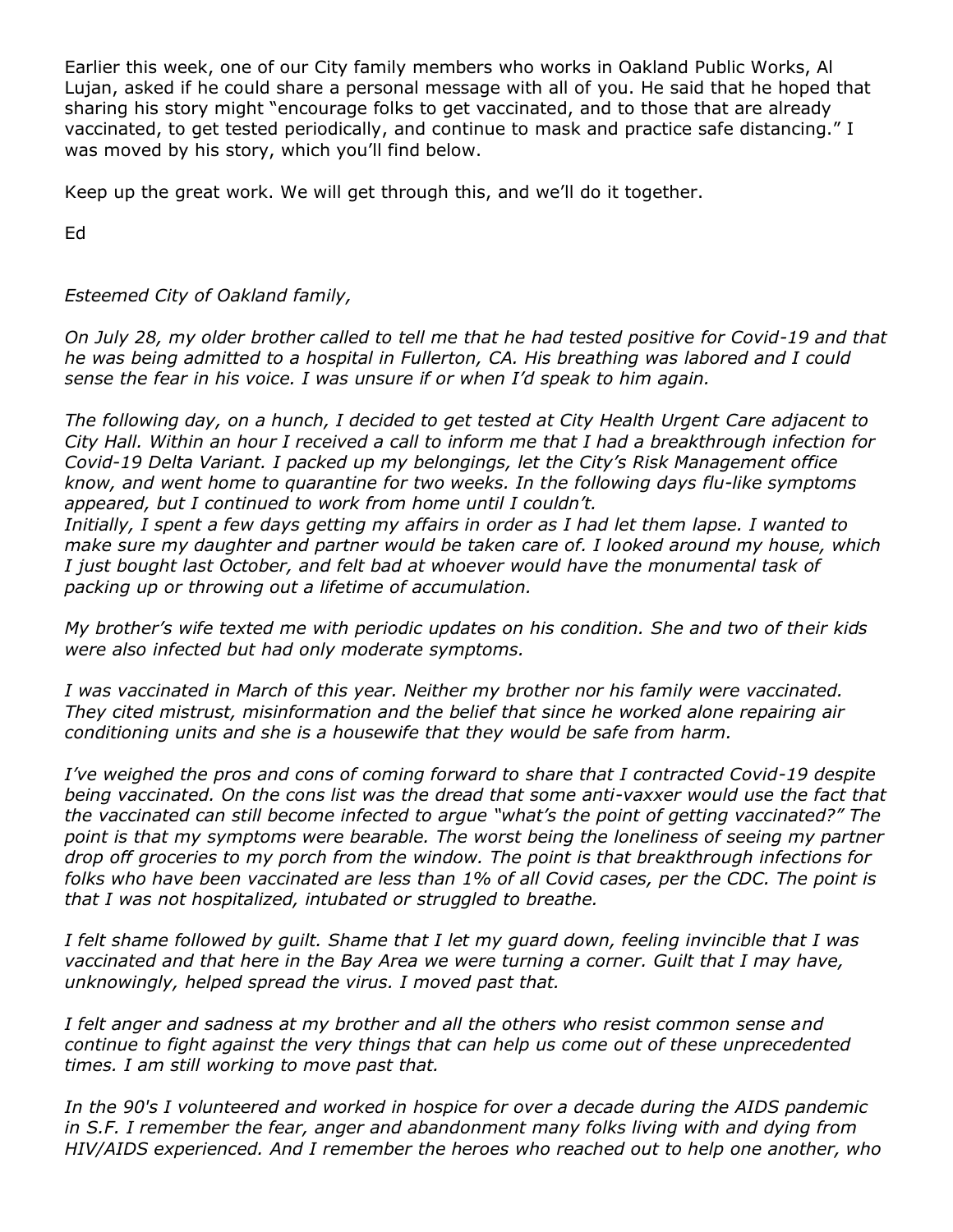Earlier this week, one of our City family members who works in Oakland Public Works, Al Lujan, asked if he could share a personal message with all of you. He said that he hoped that sharing his story might "encourage folks to get vaccinated, and to those that are already vaccinated, to get tested periodically, and continue to mask and practice safe distancing." I was moved by his story, which you'll find below.

Keep up the great work. We will get through this, and we'll do it together.

Ed

*Esteemed City of Oakland family,*

*On July 28, my older brother called to tell me that he had tested positive for Covid-19 and that he was being admitted to a hospital in Fullerton, CA. His breathing was labored and I could sense the fear in his voice. I was unsure if or when I'd speak to him again.*

*The following day, on a hunch, I decided to get tested at City Health Urgent Care adjacent to City Hall. Within an hour I received a call to inform me that I had a breakthrough infection for Covid-19 Delta Variant. I packed up my belongings, let the City's Risk Management office know, and went home to quarantine for two weeks. In the following days flu-like symptoms appeared, but I continued to work from home until I couldn't.*
*Initially, I spent a few days getting my affairs in order as I had let them lapse. I wanted to make sure my daughter and partner would be taken care of. I looked around my house, which I just bought last October, and felt bad at whoever would have the monumental task of packing up or throwing out a lifetime of accumulation.*

*My brother's wife texted me with periodic updates on his condition. She and two of their kids were also infected but had only moderate symptoms.*

*I was vaccinated in March of this year. Neither my brother nor his family were vaccinated. They cited mistrust, misinformation and the belief that since he worked alone repairing air conditioning units and she is a housewife that they would be safe from harm.*

*I've weighed the pros and cons of coming forward to share that I contracted Covid-19 despite being vaccinated. On the cons list was the dread that some anti-vaxxer would use the fact that the vaccinated can still become infected to argue "what's the point of getting vaccinated?" The point is that my symptoms were bearable. The worst being the loneliness of seeing my partner drop off groceries to my porch from the window. The point is that breakthrough infections for folks who have been vaccinated are less than 1% of all Covid cases, per the CDC. The point is that I was not hospitalized, intubated or struggled to breathe.*

*I felt shame followed by guilt. Shame that I let my guard down, feeling invincible that I was vaccinated and that here in the Bay Area we were turning a corner. Guilt that I may have, unknowingly, helped spread the virus. I moved past that.*

*I felt anger and sadness at my brother and all the others who resist common sense and continue to fight against the very things that can help us come out of these unprecedented times. I am still working to move past that.*

*In the 90's I volunteered and worked in hospice for over a decade during the AIDS pandemic in S.F. I remember the fear, anger and abandonment many folks living with and dying from HIV/AIDS experienced. And I remember the heroes who reached out to help one another, who*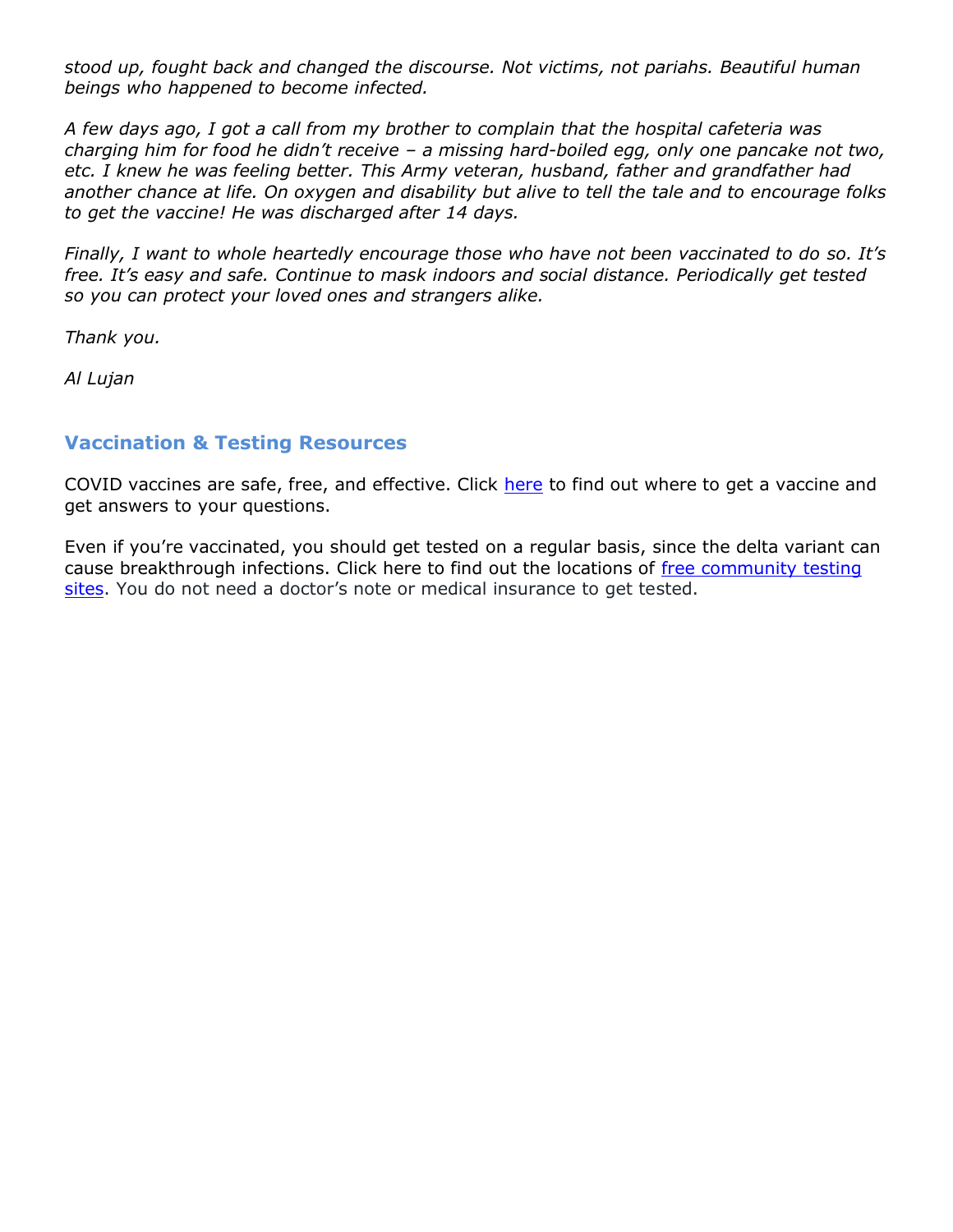*stood up, fought back and changed the discourse. Not victims, not pariahs. Beautiful human beings who happened to become infected.*

*A few days ago, I got a call from my brother to complain that the hospital cafeteria was charging him for food he didn't receive – a missing hard-boiled egg, only one pancake not two, etc. I knew he was feeling better. This Army veteran, husband, father and grandfather had another chance at life. On oxygen and disability but alive to tell the tale and to encourage folks to get the vaccine! He was discharged after 14 days.*

*Finally, I want to whole heartedly encourage those who have not been vaccinated to do so. It's free. It's easy and safe. Continue to mask indoors and social distance. Periodically get tested so you can protect your loved ones and strangers alike.*

*Thank you.*

*Al Lujan*

## Vaccination & Testing Resources

COVID vaccines are safe, free, and effective. Click here to find out where to get a vaccine and get answers to your questions.

Even if you're vaccinated, you should get tested on a regular basis, since the delta variant can cause breakthrough infections. Click here to find out the locations of free community testing sites. You do not need a doctor's note or medical insurance to get tested.